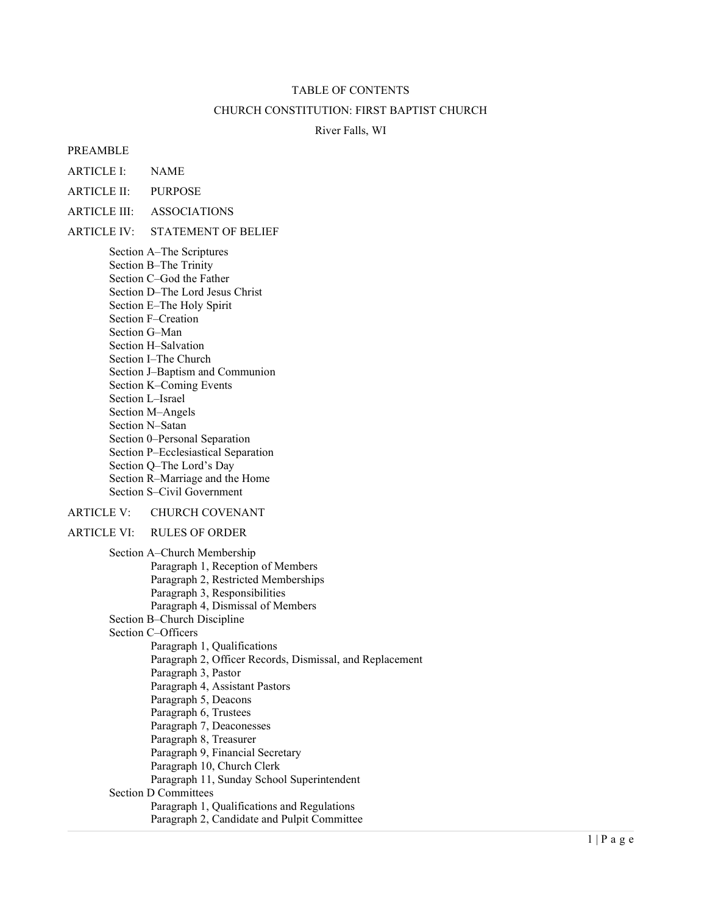# TABLE OF CONTENTS

## CHURCH CONSTITUTION: FIRST BAPTIST CHURCH

River Falls, WI

PREAMBLE

ARTICLE I: NAME

ARTICLE II: PURPOSE

ARTICLE III: ASSOCIATIONS

ARTICLE IV: STATEMENT OF BELIEF

- Section A–The Scriptures
- Section B–The Trinity
- Section C–God the Father
- Section D–The Lord Jesus Christ
- Section E–The Holy Spirit
- Section F–Creation
- Section G–Man
- Section H–Salvation
- Section I–The Church
- Section J–Baptism and Communion
- Section K–Coming Events
- Section L–Israel
- Section M–Angels
- Section N–Satan
- Section 0–Personal Separation
- Section P–Ecclesiastical Separation
- Section Q–The Lord's Day
- Section R–Marriage and the Home
- Section S–Civil Government

ARTICLE V: CHURCH COVENANT

ARTICLE VI: RULES OF ORDER

- Section A–Church Membership
  - Paragraph 1, Reception of Members
  - Paragraph 2, Restricted Memberships
  - Paragraph 3, Responsibilities
  - Paragraph 4, Dismissal of Members
- Section B–Church Discipline
- Section C–Officers
  - Paragraph 1, Qualifications
  - Paragraph 2, Officer Records, Dismissal, and Replacement
  - Paragraph 3, Pastor
  - Paragraph 4, Assistant Pastors
  - Paragraph 5, Deacons
  - Paragraph 6, Trustees
  - Paragraph 7, Deaconesses
  - Paragraph 8, Treasurer
  - Paragraph 9, Financial Secretary
  - Paragraph 10, Church Clerk
  - Paragraph 11, Sunday School Superintendent
- Section D Committees
  - Paragraph 1, Qualifications and Regulations
  - Paragraph 2, Candidate and Pulpit Committee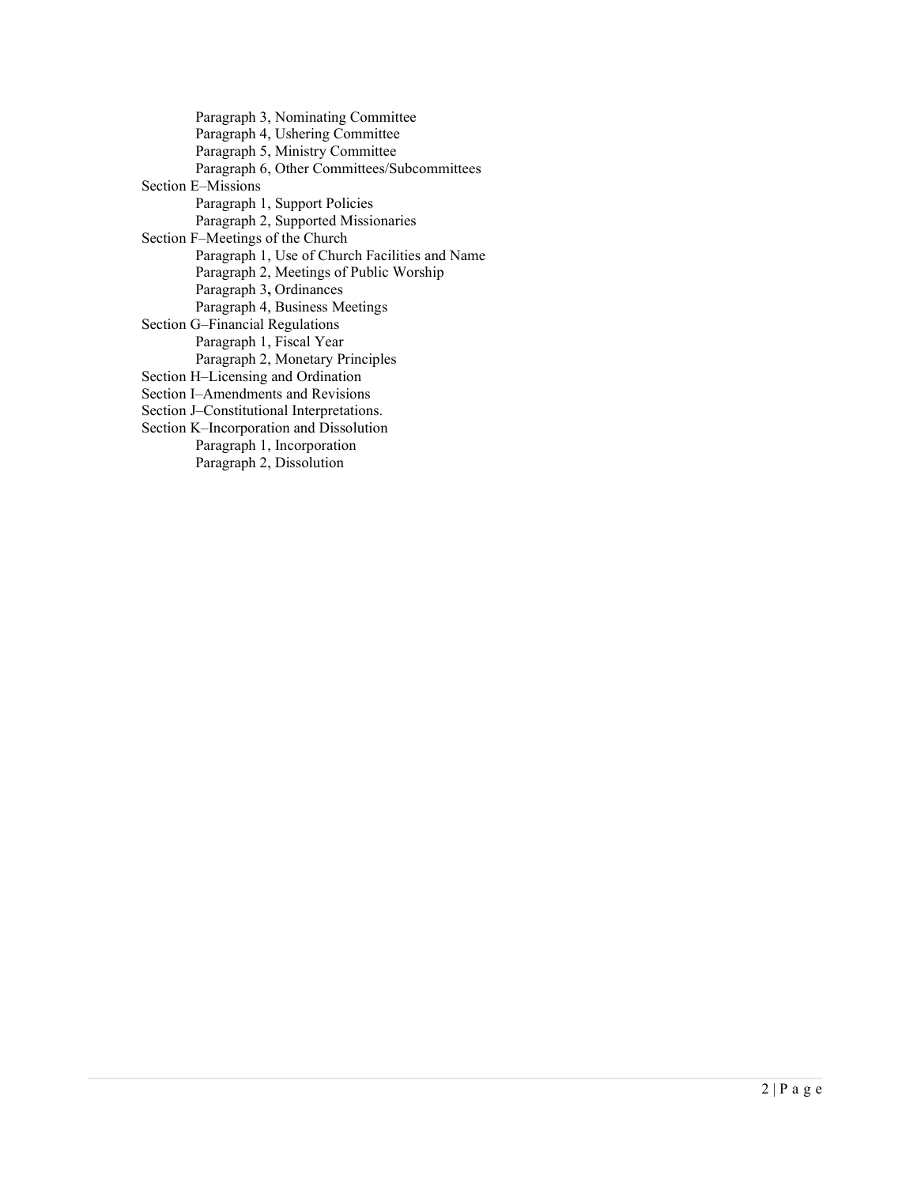- Paragraph 3, Nominating Committee
- Paragraph 4, Ushering Committee
- Paragraph 5, Ministry Committee
- Paragraph 6, Other Committees/Subcommittees

Section E–Missions

- Paragraph 1, Support Policies
- Paragraph 2, Supported Missionaries

Section F–Meetings of the Church

- Paragraph 1, Use of Church Facilities and Name
- Paragraph 2, Meetings of Public Worship
- Paragraph 3**,** Ordinances
- Paragraph 4, Business Meetings

Section G–Financial Regulations

- Paragraph 1, Fiscal Year
- Paragraph 2, Monetary Principles

Section H–Licensing and Ordination

Section I–Amendments and Revisions

Section J–Constitutional Interpretations.

Section K–Incorporation and Dissolution

- Paragraph 1, Incorporation
- Paragraph 2, Dissolution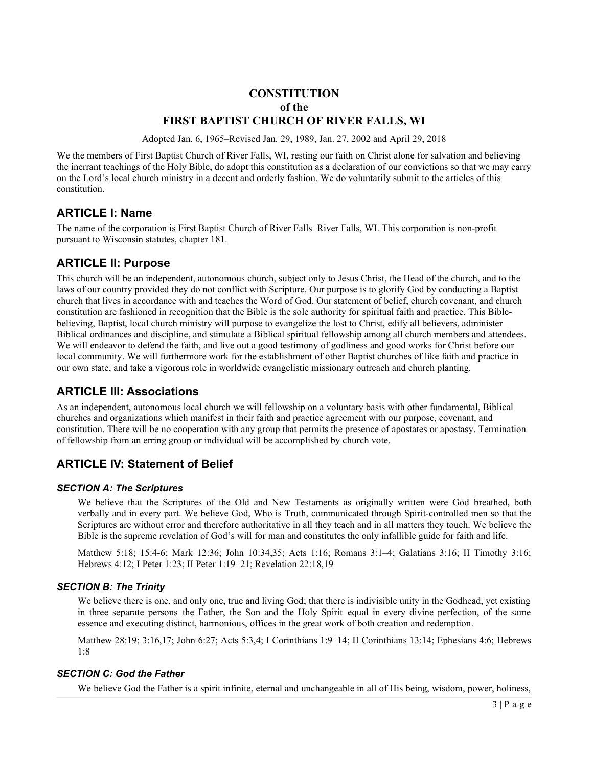# CONSTITUTION
# of the
# FIRST BAPTIST CHURCH OF RIVER FALLS, WI

Adopted Jan. 6, 1965–Revised Jan. 29, 1989, Jan. 27, 2002 and April 29, 2018

We the members of First Baptist Church of River Falls, WI, resting our faith on Christ alone for salvation and believing the inerrant teachings of the Holy Bible, do adopt this constitution as a declaration of our convictions so that we may carry on the Lord's local church ministry in a decent and orderly fashion. We do voluntarily submit to the articles of this constitution.

## ARTICLE I: Name

The name of the corporation is First Baptist Church of River Falls–River Falls, WI. This corporation is non-profit pursuant to Wisconsin statutes, chapter 181.

## ARTICLE II: Purpose

This church will be an independent, autonomous church, subject only to Jesus Christ, the Head of the church, and to the laws of our country provided they do not conflict with Scripture. Our purpose is to glorify God by conducting a Baptist church that lives in accordance with and teaches the Word of God. Our statement of belief, church covenant, and church constitution are fashioned in recognition that the Bible is the sole authority for spiritual faith and practice. This Bible-believing, Baptist, local church ministry will purpose to evangelize the lost to Christ, edify all believers, administer Biblical ordinances and discipline, and stimulate a Biblical spiritual fellowship among all church members and attendees. We will endeavor to defend the faith, and live out a good testimony of godliness and good works for Christ before our local community. We will furthermore work for the establishment of other Baptist churches of like faith and practice in our own state, and take a vigorous role in worldwide evangelistic missionary outreach and church planting.

## ARTICLE III: Associations

As an independent, autonomous local church we will fellowship on a voluntary basis with other fundamental, Biblical churches and organizations which manifest in their faith and practice agreement with our purpose, covenant, and constitution. There will be no cooperation with any group that permits the presence of apostates or apostasy. Termination of fellowship from an erring group or individual will be accomplished by church vote.

## ARTICLE IV: Statement of Belief

### *SECTION A: The Scriptures*

We believe that the Scriptures of the Old and New Testaments as originally written were God–breathed, both verbally and in every part. We believe God, Who is Truth, communicated through Spirit-controlled men so that the Scriptures are without error and therefore authoritative in all they teach and in all matters they touch. We believe the Bible is the supreme revelation of God's will for man and constitutes the only infallible guide for faith and life.

Matthew 5:18; 15:4-6; Mark 12:36; John 10:34,35; Acts 1:16; Romans 3:1–4; Galatians 3:16; II Timothy 3:16; Hebrews 4:12; I Peter 1:23; II Peter 1:19–21; Revelation 22:18,19

### *SECTION B: The Trinity*

We believe there is one, and only one, true and living God; that there is indivisible unity in the Godhead, yet existing in three separate persons–the Father, the Son and the Holy Spirit–equal in every divine perfection, of the same essence and executing distinct, harmonious, offices in the great work of both creation and redemption.

Matthew 28:19; 3:16,17; John 6:27; Acts 5:3,4; I Corinthians 1:9–14; II Corinthians 13:14; Ephesians 4:6; Hebrews 1:8

### *SECTION C: God the Father*

We believe God the Father is a spirit infinite, eternal and unchangeable in all of His being, wisdom, power, holiness,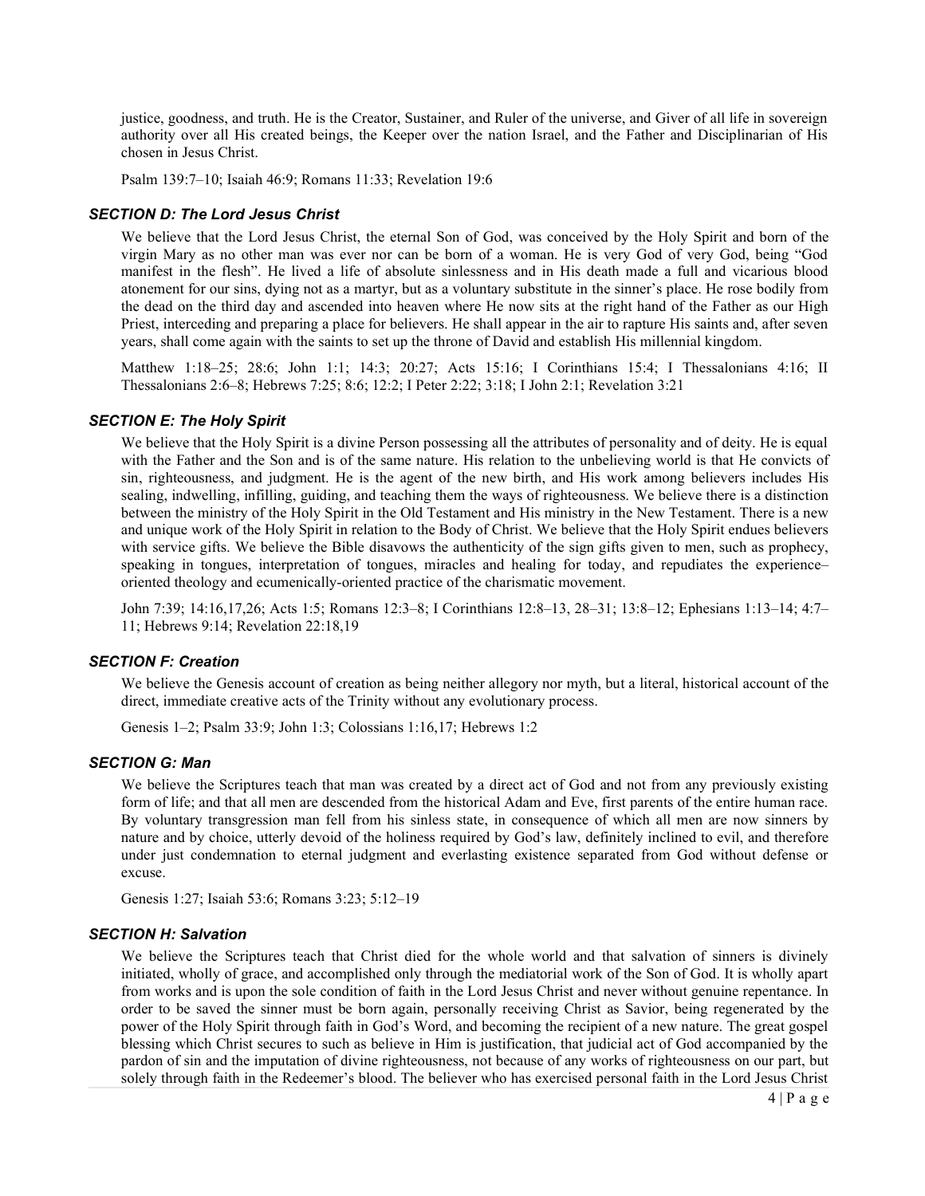justice, goodness, and truth. He is the Creator, Sustainer, and Ruler of the universe, and Giver of all life in sovereign authority over all His created beings, the Keeper over the nation Israel, and the Father and Disciplinarian of His chosen in Jesus Christ.

Psalm 139:7–10; Isaiah 46:9; Romans 11:33; Revelation 19:6

### *SECTION D: The Lord Jesus Christ*

We believe that the Lord Jesus Christ, the eternal Son of God, was conceived by the Holy Spirit and born of the virgin Mary as no other man was ever nor can be born of a woman. He is very God of very God, being "God manifest in the flesh". He lived a life of absolute sinlessness and in His death made a full and vicarious blood atonement for our sins, dying not as a martyr, but as a voluntary substitute in the sinner's place. He rose bodily from the dead on the third day and ascended into heaven where He now sits at the right hand of the Father as our High Priest, interceding and preparing a place for believers. He shall appear in the air to rapture His saints and, after seven years, shall come again with the saints to set up the throne of David and establish His millennial kingdom.

Matthew 1:18–25; 28:6; John 1:1; 14:3; 20:27; Acts 15:16; I Corinthians 15:4; I Thessalonians 4:16; II Thessalonians 2:6–8; Hebrews 7:25; 8:6; 12:2; I Peter 2:22; 3:18; I John 2:1; Revelation 3:21

### *SECTION E: The Holy Spirit*

We believe that the Holy Spirit is a divine Person possessing all the attributes of personality and of deity. He is equal with the Father and the Son and is of the same nature. His relation to the unbelieving world is that He convicts of sin, righteousness, and judgment. He is the agent of the new birth, and His work among believers includes His sealing, indwelling, infilling, guiding, and teaching them the ways of righteousness. We believe there is a distinction between the ministry of the Holy Spirit in the Old Testament and His ministry in the New Testament. There is a new and unique work of the Holy Spirit in relation to the Body of Christ. We believe that the Holy Spirit endues believers with service gifts. We believe the Bible disavows the authenticity of the sign gifts given to men, such as prophecy, speaking in tongues, interpretation of tongues, miracles and healing for today, and repudiates the experience–oriented theology and ecumenically-oriented practice of the charismatic movement.

John 7:39; 14:16,17,26; Acts 1:5; Romans 12:3–8; I Corinthians 12:8–13, 28–31; 13:8–12; Ephesians 1:13–14; 4:7–11; Hebrews 9:14; Revelation 22:18,19

### *SECTION F: Creation*

We believe the Genesis account of creation as being neither allegory nor myth, but a literal, historical account of the direct, immediate creative acts of the Trinity without any evolutionary process.

Genesis 1–2; Psalm 33:9; John 1:3; Colossians 1:16,17; Hebrews 1:2

### *SECTION G: Man*

We believe the Scriptures teach that man was created by a direct act of God and not from any previously existing form of life; and that all men are descended from the historical Adam and Eve, first parents of the entire human race. By voluntary transgression man fell from his sinless state, in consequence of which all men are now sinners by nature and by choice, utterly devoid of the holiness required by God's law, definitely inclined to evil, and therefore under just condemnation to eternal judgment and everlasting existence separated from God without defense or excuse.

Genesis 1:27; Isaiah 53:6; Romans 3:23; 5:12–19

### *SECTION H: Salvation*

We believe the Scriptures teach that Christ died for the whole world and that salvation of sinners is divinely initiated, wholly of grace, and accomplished only through the mediatorial work of the Son of God. It is wholly apart from works and is upon the sole condition of faith in the Lord Jesus Christ and never without genuine repentance. In order to be saved the sinner must be born again, personally receiving Christ as Savior, being regenerated by the power of the Holy Spirit through faith in God's Word, and becoming the recipient of a new nature. The great gospel blessing which Christ secures to such as believe in Him is justification, that judicial act of God accompanied by the pardon of sin and the imputation of divine righteousness, not because of any works of righteousness on our part, but solely through faith in the Redeemer's blood. The believer who has exercised personal faith in the Lord Jesus Christ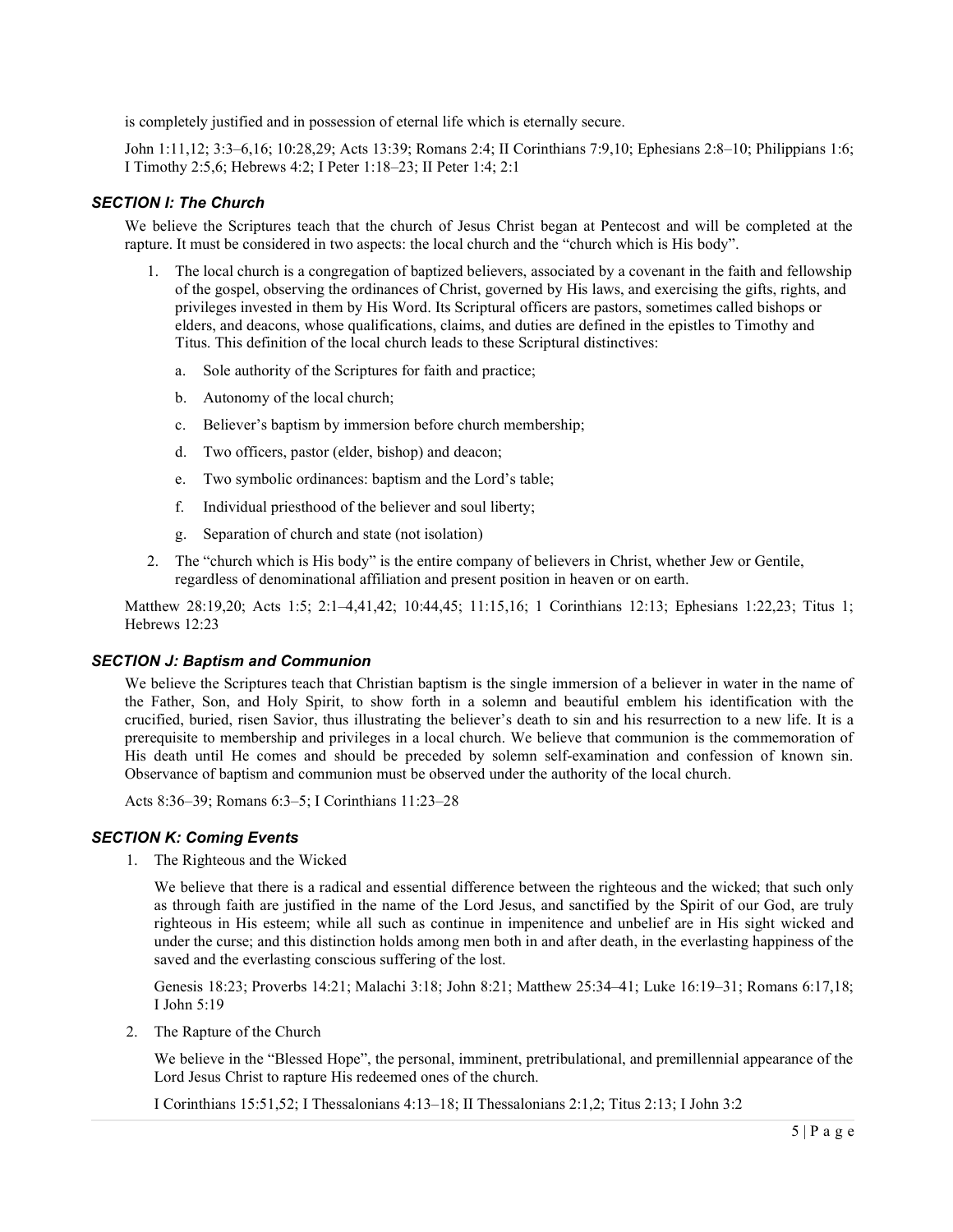is completely justified and in possession of eternal life which is eternally secure.

John 1:11,12; 3:3–6,16; 10:28,29; Acts 13:39; Romans 2:4; II Corinthians 7:9,10; Ephesians 2:8–10; Philippians 1:6; I Timothy 2:5,6; Hebrews 4:2; I Peter 1:18–23; II Peter 1:4; 2:1

### *SECTION I: The Church*

We believe the Scriptures teach that the church of Jesus Christ began at Pentecost and will be completed at the rapture. It must be considered in two aspects: the local church and the "church which is His body".

1. The local church is a congregation of baptized believers, associated by a covenant in the faith and fellowship of the gospel, observing the ordinances of Christ, governed by His laws, and exercising the gifts, rights, and privileges invested in them by His Word. Its Scriptural officers are pastors, sometimes called bishops or elders, and deacons, whose qualifications, claims, and duties are defined in the epistles to Timothy and Titus. This definition of the local church leads to these Scriptural distinctives:
   a. Sole authority of the Scriptures for faith and practice;
   b. Autonomy of the local church;
   c. Believer's baptism by immersion before church membership;
   d. Two officers, pastor (elder, bishop) and deacon;
   e. Two symbolic ordinances: baptism and the Lord's table;
   f. Individual priesthood of the believer and soul liberty;
   g. Separation of church and state (not isolation)
2. The "church which is His body" is the entire company of believers in Christ, whether Jew or Gentile, regardless of denominational affiliation and present position in heaven or on earth.

Matthew 28:19,20; Acts 1:5; 2:1–4,41,42; 10:44,45; 11:15,16; 1 Corinthians 12:13; Ephesians 1:22,23; Titus 1; Hebrews 12:23

### *SECTION J: Baptism and Communion*

We believe the Scriptures teach that Christian baptism is the single immersion of a believer in water in the name of the Father, Son, and Holy Spirit, to show forth in a solemn and beautiful emblem his identification with the crucified, buried, risen Savior, thus illustrating the believer's death to sin and his resurrection to a new life. It is a prerequisite to membership and privileges in a local church. We believe that communion is the commemoration of His death until He comes and should be preceded by solemn self-examination and confession of known sin. Observance of baptism and communion must be observed under the authority of the local church.

Acts 8:36–39; Romans 6:3–5; I Corinthians 11:23–28

### *SECTION K: Coming Events*

1. The Righteous and the Wicked

   We believe that there is a radical and essential difference between the righteous and the wicked; that such only as through faith are justified in the name of the Lord Jesus, and sanctified by the Spirit of our God, are truly righteous in His esteem; while all such as continue in impenitence and unbelief are in His sight wicked and under the curse; and this distinction holds among men both in and after death, in the everlasting happiness of the saved and the everlasting conscious suffering of the lost.

   Genesis 18:23; Proverbs 14:21; Malachi 3:18; John 8:21; Matthew 25:34–41; Luke 16:19–31; Romans 6:17,18; I John 5:19

2. The Rapture of the Church

   We believe in the "Blessed Hope", the personal, imminent, pretribulational, and premillennial appearance of the Lord Jesus Christ to rapture His redeemed ones of the church.

   I Corinthians 15:51,52; I Thessalonians 4:13–18; II Thessalonians 2:1,2; Titus 2:13; I John 3:2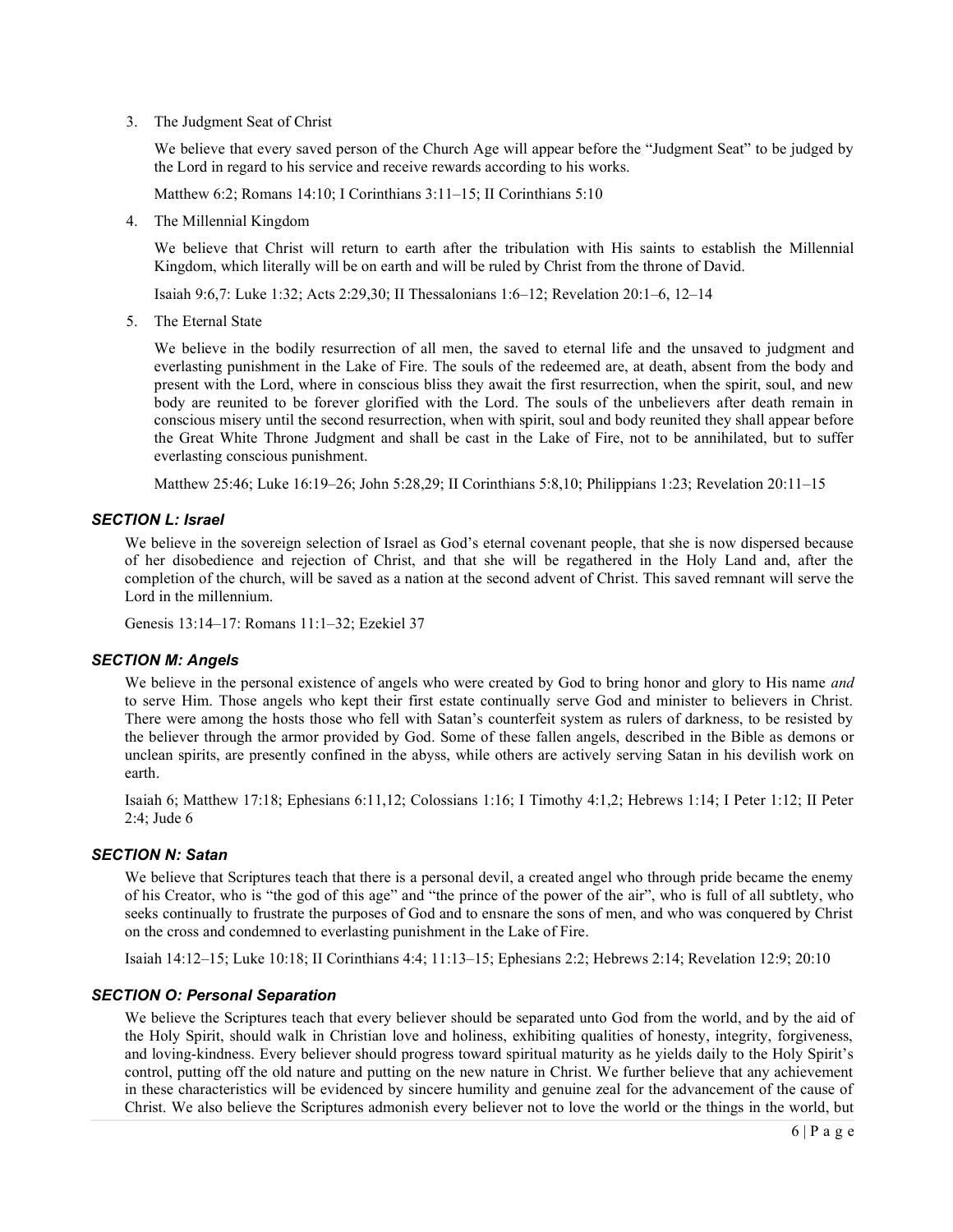3. The Judgment Seat of Christ

   We believe that every saved person of the Church Age will appear before the "Judgment Seat" to be judged by the Lord in regard to his service and receive rewards according to his works.

   Matthew 6:2; Romans 14:10; I Corinthians 3:11–15; II Corinthians 5:10

4. The Millennial Kingdom

   We believe that Christ will return to earth after the tribulation with His saints to establish the Millennial Kingdom, which literally will be on earth and will be ruled by Christ from the throne of David.

   Isaiah 9:6,7: Luke 1:32; Acts 2:29,30; II Thessalonians 1:6–12; Revelation 20:1–6, 12–14

5. The Eternal State

   We believe in the bodily resurrection of all men, the saved to eternal life and the unsaved to judgment and everlasting punishment in the Lake of Fire. The souls of the redeemed are, at death, absent from the body and present with the Lord, where in conscious bliss they await the first resurrection, when the spirit, soul, and new body are reunited to be forever glorified with the Lord. The souls of the unbelievers after death remain in conscious misery until the second resurrection, when with spirit, soul and body reunited they shall appear before the Great White Throne Judgment and shall be cast in the Lake of Fire, not to be annihilated, but to suffer everlasting conscious punishment.

   Matthew 25:46; Luke 16:19–26; John 5:28,29; II Corinthians 5:8,10; Philippians 1:23; Revelation 20:11–15

### *SECTION L: Israel*

We believe in the sovereign selection of Israel as God's eternal covenant people, that she is now dispersed because of her disobedience and rejection of Christ, and that she will be regathered in the Holy Land and, after the completion of the church, will be saved as a nation at the second advent of Christ. This saved remnant will serve the Lord in the millennium.

Genesis 13:14–17: Romans 11:1–32; Ezekiel 37

### *SECTION M: Angels*

We believe in the personal existence of angels who were created by God to bring honor and glory to His name *and* to serve Him. Those angels who kept their first estate continually serve God and minister to believers in Christ. There were among the hosts those who fell with Satan's counterfeit system as rulers of darkness, to be resisted by the believer through the armor provided by God. Some of these fallen angels, described in the Bible as demons or unclean spirits, are presently confined in the abyss, while others are actively serving Satan in his devilish work on earth.

Isaiah 6; Matthew 17:18; Ephesians 6:11,12; Colossians 1:16; I Timothy 4:1,2; Hebrews 1:14; I Peter 1:12; II Peter 2:4; Jude 6

### *SECTION N: Satan*

We believe that Scriptures teach that there is a personal devil, a created angel who through pride became the enemy of his Creator, who is "the god of this age" and "the prince of the power of the air", who is full of all subtlety, who seeks continually to frustrate the purposes of God and to ensnare the sons of men, and who was conquered by Christ on the cross and condemned to everlasting punishment in the Lake of Fire.

Isaiah 14:12–15; Luke 10:18; II Corinthians 4:4; 11:13–15; Ephesians 2:2; Hebrews 2:14; Revelation 12:9; 20:10

### *SECTION O: Personal Separation*

We believe the Scriptures teach that every believer should be separated unto God from the world, and by the aid of the Holy Spirit, should walk in Christian love and holiness, exhibiting qualities of honesty, integrity, forgiveness, and loving-kindness. Every believer should progress toward spiritual maturity as he yields daily to the Holy Spirit's control, putting off the old nature and putting on the new nature in Christ. We further believe that any achievement in these characteristics will be evidenced by sincere humility and genuine zeal for the advancement of the cause of Christ. We also believe the Scriptures admonish every believer not to love the world or the things in the world, but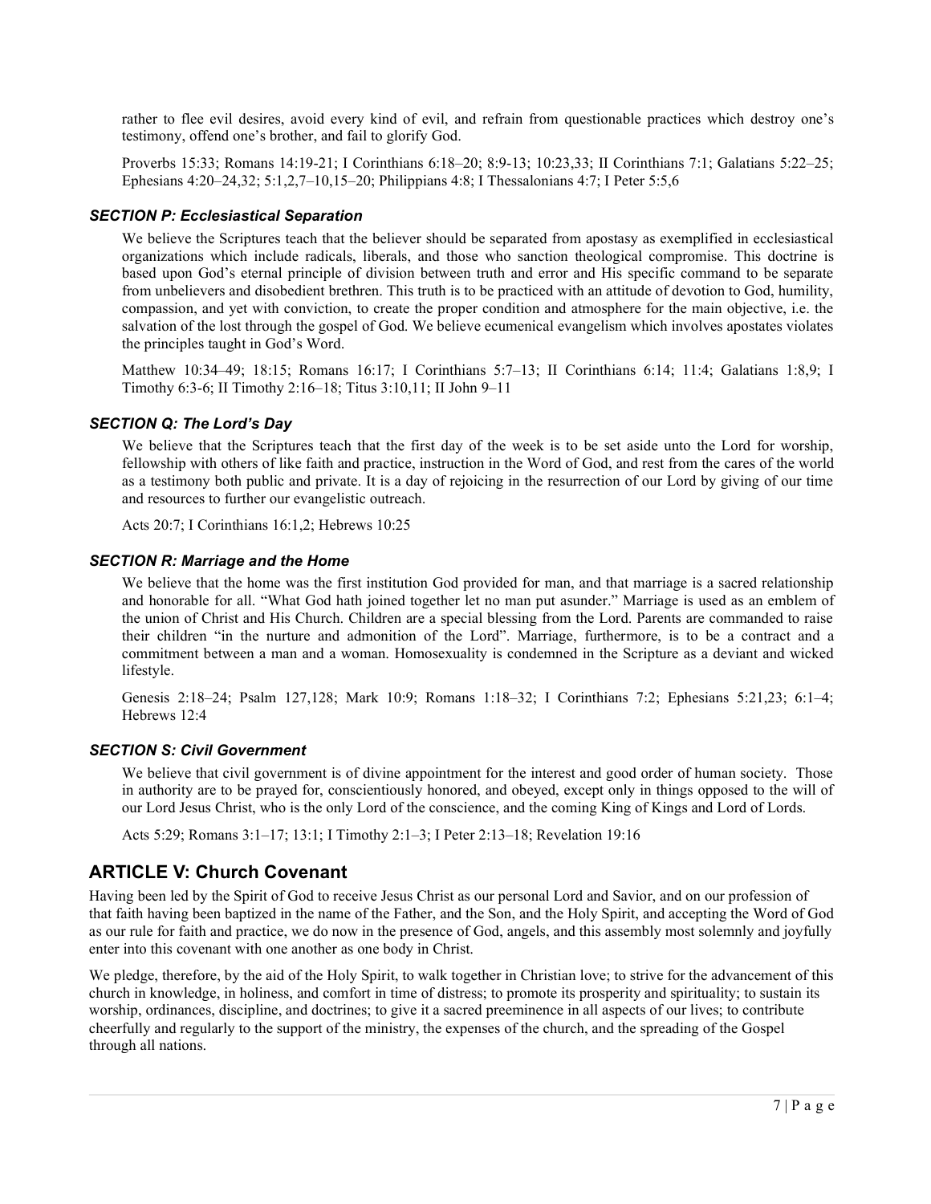rather to flee evil desires, avoid every kind of evil, and refrain from questionable practices which destroy one's testimony, offend one's brother, and fail to glorify God.

Proverbs 15:33; Romans 14:19-21; I Corinthians 6:18–20; 8:9-13; 10:23,33; II Corinthians 7:1; Galatians 5:22–25; Ephesians 4:20–24,32; 5:1,2,7–10,15–20; Philippians 4:8; I Thessalonians 4:7; I Peter 5:5,6

### *SECTION P: Ecclesiastical Separation*

We believe the Scriptures teach that the believer should be separated from apostasy as exemplified in ecclesiastical organizations which include radicals, liberals, and those who sanction theological compromise. This doctrine is based upon God's eternal principle of division between truth and error and His specific command to be separate from unbelievers and disobedient brethren. This truth is to be practiced with an attitude of devotion to God, humility, compassion, and yet with conviction, to create the proper condition and atmosphere for the main objective, i.e. the salvation of the lost through the gospel of God. We believe ecumenical evangelism which involves apostates violates the principles taught in God's Word.

Matthew 10:34–49; 18:15; Romans 16:17; I Corinthians 5:7–13; II Corinthians 6:14; 11:4; Galatians 1:8,9; I Timothy 6:3-6; II Timothy 2:16–18; Titus 3:10,11; II John 9–11

### *SECTION Q: The Lord's Day*

We believe that the Scriptures teach that the first day of the week is to be set aside unto the Lord for worship, fellowship with others of like faith and practice, instruction in the Word of God, and rest from the cares of the world as a testimony both public and private. It is a day of rejoicing in the resurrection of our Lord by giving of our time and resources to further our evangelistic outreach.

Acts 20:7; I Corinthians 16:1,2; Hebrews 10:25

### *SECTION R: Marriage and the Home*

We believe that the home was the first institution God provided for man, and that marriage is a sacred relationship and honorable for all. "What God hath joined together let no man put asunder." Marriage is used as an emblem of the union of Christ and His Church. Children are a special blessing from the Lord. Parents are commanded to raise their children "in the nurture and admonition of the Lord". Marriage, furthermore, is to be a contract and a commitment between a man and a woman. Homosexuality is condemned in the Scripture as a deviant and wicked lifestyle.

Genesis 2:18–24; Psalm 127,128; Mark 10:9; Romans 1:18–32; I Corinthians 7:2; Ephesians 5:21,23; 6:1–4; Hebrews 12:4

### *SECTION S: Civil Government*

We believe that civil government is of divine appointment for the interest and good order of human society. Those in authority are to be prayed for, conscientiously honored, and obeyed, except only in things opposed to the will of our Lord Jesus Christ, who is the only Lord of the conscience, and the coming King of Kings and Lord of Lords.

Acts 5:29; Romans 3:1–17; 13:1; I Timothy 2:1–3; I Peter 2:13–18; Revelation 19:16

## ARTICLE V: Church Covenant

Having been led by the Spirit of God to receive Jesus Christ as our personal Lord and Savior, and on our profession of that faith having been baptized in the name of the Father, and the Son, and the Holy Spirit, and accepting the Word of God as our rule for faith and practice, we do now in the presence of God, angels, and this assembly most solemnly and joyfully enter into this covenant with one another as one body in Christ.

We pledge, therefore, by the aid of the Holy Spirit, to walk together in Christian love; to strive for the advancement of this church in knowledge, in holiness, and comfort in time of distress; to promote its prosperity and spirituality; to sustain its worship, ordinances, discipline, and doctrines; to give it a sacred preeminence in all aspects of our lives; to contribute cheerfully and regularly to the support of the ministry, the expenses of the church, and the spreading of the Gospel through all nations.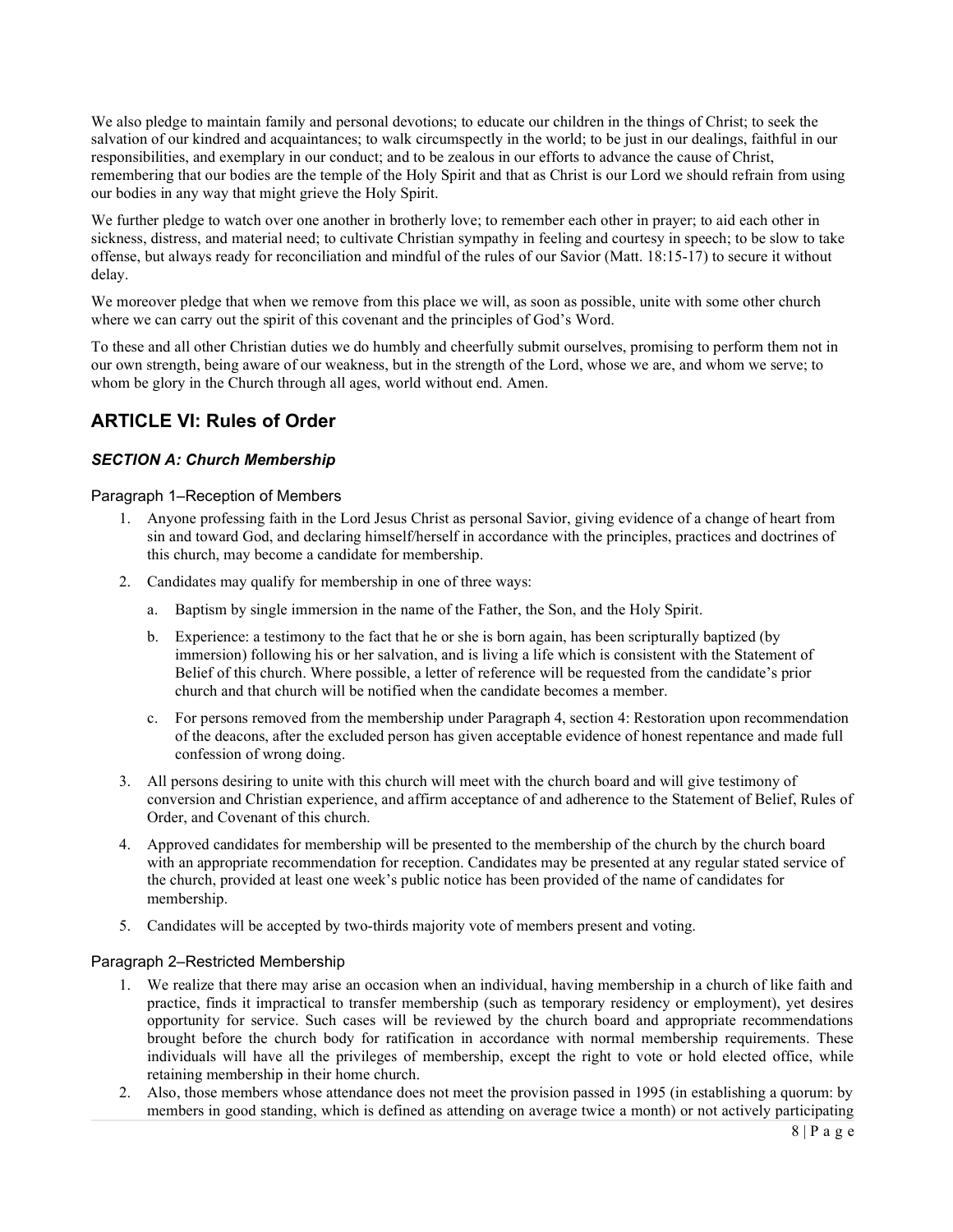We also pledge to maintain family and personal devotions; to educate our children in the things of Christ; to seek the salvation of our kindred and acquaintances; to walk circumspectly in the world; to be just in our dealings, faithful in our responsibilities, and exemplary in our conduct; and to be zealous in our efforts to advance the cause of Christ, remembering that our bodies are the temple of the Holy Spirit and that as Christ is our Lord we should refrain from using our bodies in any way that might grieve the Holy Spirit.

We further pledge to watch over one another in brotherly love; to remember each other in prayer; to aid each other in sickness, distress, and material need; to cultivate Christian sympathy in feeling and courtesy in speech; to be slow to take offense, but always ready for reconciliation and mindful of the rules of our Savior (Matt. 18:15-17) to secure it without delay.

We moreover pledge that when we remove from this place we will, as soon as possible, unite with some other church where we can carry out the spirit of this covenant and the principles of God's Word.

To these and all other Christian duties we do humbly and cheerfully submit ourselves, promising to perform them not in our own strength, being aware of our weakness, but in the strength of the Lord, whose we are, and whom we serve; to whom be glory in the Church through all ages, world without end. Amen.

## ARTICLE VI: Rules of Order

### *SECTION A: Church Membership*

#### Paragraph 1–Reception of Members

1. Anyone professing faith in the Lord Jesus Christ as personal Savior, giving evidence of a change of heart from sin and toward God, and declaring himself/herself in accordance with the principles, practices and doctrines of this church, may become a candidate for membership.
2. Candidates may qualify for membership in one of three ways:
   a. Baptism by single immersion in the name of the Father, the Son, and the Holy Spirit.
   b. Experience: a testimony to the fact that he or she is born again, has been scripturally baptized (by immersion) following his or her salvation, and is living a life which is consistent with the Statement of Belief of this church. Where possible, a letter of reference will be requested from the candidate's prior church and that church will be notified when the candidate becomes a member.
   c. For persons removed from the membership under Paragraph 4, section 4: Restoration upon recommendation of the deacons, after the excluded person has given acceptable evidence of honest repentance and made full confession of wrong doing.
3. All persons desiring to unite with this church will meet with the church board and will give testimony of conversion and Christian experience, and affirm acceptance of and adherence to the Statement of Belief, Rules of Order, and Covenant of this church.
4. Approved candidates for membership will be presented to the membership of the church by the church board with an appropriate recommendation for reception. Candidates may be presented at any regular stated service of the church, provided at least one week's public notice has been provided of the name of candidates for membership.
5. Candidates will be accepted by two-thirds majority vote of members present and voting.

#### Paragraph 2–Restricted Membership

1. We realize that there may arise an occasion when an individual, having membership in a church of like faith and practice, finds it impractical to transfer membership (such as temporary residency or employment), yet desires opportunity for service. Such cases will be reviewed by the church board and appropriate recommendations brought before the church body for ratification in accordance with normal membership requirements. These individuals will have all the privileges of membership, except the right to vote or hold elected office, while retaining membership in their home church.
2. Also, those members whose attendance does not meet the provision passed in 1995 (in establishing a quorum: by members in good standing, which is defined as attending on average twice a month) or not actively participating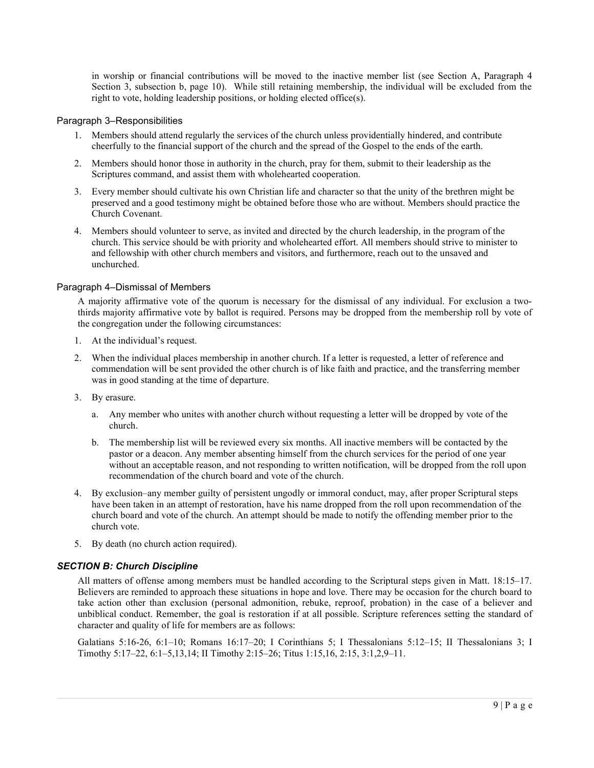in worship or financial contributions will be moved to the inactive member list (see Section A, Paragraph 4 Section 3, subsection b, page 10). While still retaining membership, the individual will be excluded from the right to vote, holding leadership positions, or holding elected office(s).

### Paragraph 3–Responsibilities

1. Members should attend regularly the services of the church unless providentially hindered, and contribute cheerfully to the financial support of the church and the spread of the Gospel to the ends of the earth.
2. Members should honor those in authority in the church, pray for them, submit to their leadership as the Scriptures command, and assist them with wholehearted cooperation.
3. Every member should cultivate his own Christian life and character so that the unity of the brethren might be preserved and a good testimony might be obtained before those who are without. Members should practice the Church Covenant.
4. Members should volunteer to serve, as invited and directed by the church leadership, in the program of the church. This service should be with priority and wholehearted effort. All members should strive to minister to and fellowship with other church members and visitors, and furthermore, reach out to the unsaved and unchurched.

### Paragraph 4–Dismissal of Members

A majority affirmative vote of the quorum is necessary for the dismissal of any individual. For exclusion a two-thirds majority affirmative vote by ballot is required. Persons may be dropped from the membership roll by vote of the congregation under the following circumstances:

1. At the individual's request.
2. When the individual places membership in another church. If a letter is requested, a letter of reference and commendation will be sent provided the other church is of like faith and practice, and the transferring member was in good standing at the time of departure.
3. By erasure.
   a. Any member who unites with another church without requesting a letter will be dropped by vote of the church.
   b. The membership list will be reviewed every six months. All inactive members will be contacted by the pastor or a deacon. Any member absenting himself from the church services for the period of one year without an acceptable reason, and not responding to written notification, will be dropped from the roll upon recommendation of the church board and vote of the church.
4. By exclusion–any member guilty of persistent ungodly or immoral conduct, may, after proper Scriptural steps have been taken in an attempt of restoration, have his name dropped from the roll upon recommendation of the church board and vote of the church. An attempt should be made to notify the offending member prior to the church vote.
5. By death (no church action required).

## *SECTION B: Church Discipline*

All matters of offense among members must be handled according to the Scriptural steps given in Matt. 18:15–17. Believers are reminded to approach these situations in hope and love. There may be occasion for the church board to take action other than exclusion (personal admonition, rebuke, reproof, probation) in the case of a believer and unbiblical conduct. Remember, the goal is restoration if at all possible. Scripture references setting the standard of character and quality of life for members are as follows:

Galatians 5:16-26, 6:1–10; Romans 16:17–20; I Corinthians 5; I Thessalonians 5:12–15; II Thessalonians 3; I Timothy 5:17–22, 6:1–5,13,14; II Timothy 2:15–26; Titus 1:15,16, 2:15, 3:1,2,9–11.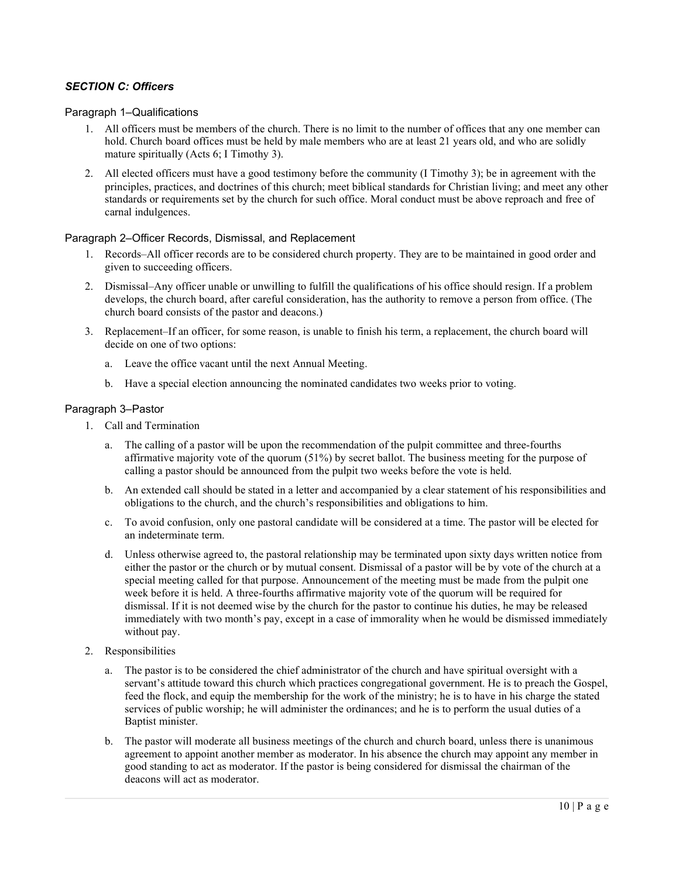### *SECTION C: Officers*

#### Paragraph 1–Qualifications

1. All officers must be members of the church. There is no limit to the number of offices that any one member can hold. Church board offices must be held by male members who are at least 21 years old, and who are solidly mature spiritually (Acts 6; I Timothy 3).
2. All elected officers must have a good testimony before the community (I Timothy 3); be in agreement with the principles, practices, and doctrines of this church; meet biblical standards for Christian living; and meet any other standards or requirements set by the church for such office. Moral conduct must be above reproach and free of carnal indulgences.

#### Paragraph 2–Officer Records, Dismissal, and Replacement

1. Records–All officer records are to be considered church property. They are to be maintained in good order and given to succeeding officers.
2. Dismissal–Any officer unable or unwilling to fulfill the qualifications of his office should resign. If a problem develops, the church board, after careful consideration, has the authority to remove a person from office. (The church board consists of the pastor and deacons.)
3. Replacement–If an officer, for some reason, is unable to finish his term, a replacement, the church board will decide on one of two options:
   a. Leave the office vacant until the next Annual Meeting.
   b. Have a special election announcing the nominated candidates two weeks prior to voting.

#### Paragraph 3–Pastor

1. Call and Termination
   a. The calling of a pastor will be upon the recommendation of the pulpit committee and three-fourths affirmative majority vote of the quorum (51%) by secret ballot. The business meeting for the purpose of calling a pastor should be announced from the pulpit two weeks before the vote is held.
   b. An extended call should be stated in a letter and accompanied by a clear statement of his responsibilities and obligations to the church, and the church's responsibilities and obligations to him.
   c. To avoid confusion, only one pastoral candidate will be considered at a time. The pastor will be elected for an indeterminate term.
   d. Unless otherwise agreed to, the pastoral relationship may be terminated upon sixty days written notice from either the pastor or the church or by mutual consent. Dismissal of a pastor will be by vote of the church at a special meeting called for that purpose. Announcement of the meeting must be made from the pulpit one week before it is held. A three-fourths affirmative majority vote of the quorum will be required for dismissal. If it is not deemed wise by the church for the pastor to continue his duties, he may be released immediately with two month's pay, except in a case of immorality when he would be dismissed immediately without pay.
2. Responsibilities
   a. The pastor is to be considered the chief administrator of the church and have spiritual oversight with a servant's attitude toward this church which practices congregational government. He is to preach the Gospel, feed the flock, and equip the membership for the work of the ministry; he is to have in his charge the stated services of public worship; he will administer the ordinances; and he is to perform the usual duties of a Baptist minister.
   b. The pastor will moderate all business meetings of the church and church board, unless there is unanimous agreement to appoint another member as moderator. In his absence the church may appoint any member in good standing to act as moderator. If the pastor is being considered for dismissal the chairman of the deacons will act as moderator.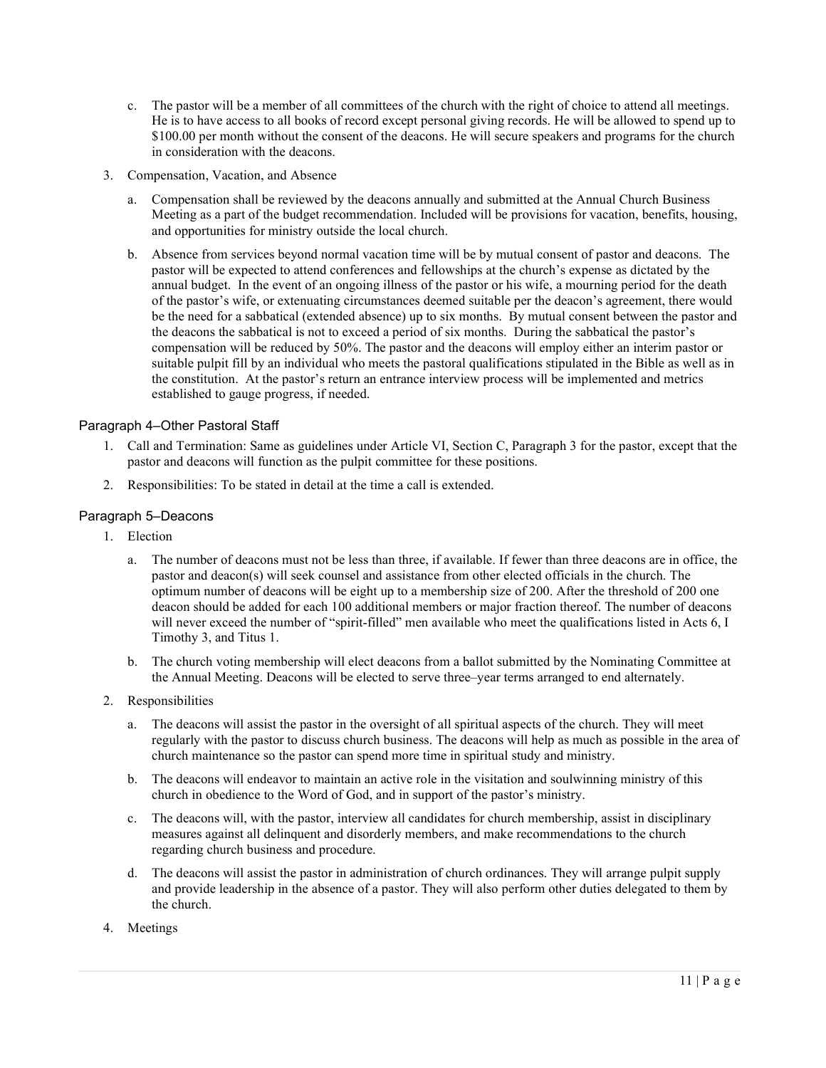c. The pastor will be a member of all committees of the church with the right of choice to attend all meetings. He is to have access to all books of record except personal giving records. He will be allowed to spend up to $100.00 per month without the consent of the deacons. He will secure speakers and programs for the church in consideration with the deacons.

3. Compensation, Vacation, and Absence

   a. Compensation shall be reviewed by the deacons annually and submitted at the Annual Church Business Meeting as a part of the budget recommendation. Included will be provisions for vacation, benefits, housing, and opportunities for ministry outside the local church.

   b. Absence from services beyond normal vacation time will be by mutual consent of pastor and deacons. The pastor will be expected to attend conferences and fellowships at the church's expense as dictated by the annual budget. In the event of an ongoing illness of the pastor or his wife, a mourning period for the death of the pastor's wife, or extenuating circumstances deemed suitable per the deacon's agreement, there would be the need for a sabbatical (extended absence) up to six months. By mutual consent between the pastor and the deacons the sabbatical is not to exceed a period of six months. During the sabbatical the pastor's compensation will be reduced by 50%. The pastor and the deacons will employ either an interim pastor or suitable pulpit fill by an individual who meets the pastoral qualifications stipulated in the Bible as well as in the constitution. At the pastor's return an entrance interview process will be implemented and metrics established to gauge progress, if needed.

### Paragraph 4–Other Pastoral Staff

1. Call and Termination: Same as guidelines under Article VI, Section C, Paragraph 3 for the pastor, except that the pastor and deacons will function as the pulpit committee for these positions.
2. Responsibilities: To be stated in detail at the time a call is extended.

### Paragraph 5–Deacons

1. Election

   a. The number of deacons must not be less than three, if available. If fewer than three deacons are in office, the pastor and deacon(s) will seek counsel and assistance from other elected officials in the church. The optimum number of deacons will be eight up to a membership size of 200. After the threshold of 200 one deacon should be added for each 100 additional members or major fraction thereof. The number of deacons will never exceed the number of "spirit-filled" men available who meet the qualifications listed in Acts 6, I Timothy 3, and Titus 1.

   b. The church voting membership will elect deacons from a ballot submitted by the Nominating Committee at the Annual Meeting. Deacons will be elected to serve three–year terms arranged to end alternately.

2. Responsibilities

   a. The deacons will assist the pastor in the oversight of all spiritual aspects of the church. They will meet regularly with the pastor to discuss church business. The deacons will help as much as possible in the area of church maintenance so the pastor can spend more time in spiritual study and ministry.

   b. The deacons will endeavor to maintain an active role in the visitation and soulwinning ministry of this church in obedience to the Word of God, and in support of the pastor's ministry.

   c. The deacons will, with the pastor, interview all candidates for church membership, assist in disciplinary measures against all delinquent and disorderly members, and make recommendations to the church regarding church business and procedure.

   d. The deacons will assist the pastor in administration of church ordinances. They will arrange pulpit supply and provide leadership in the absence of a pastor. They will also perform other duties delegated to them by the church.

4. Meetings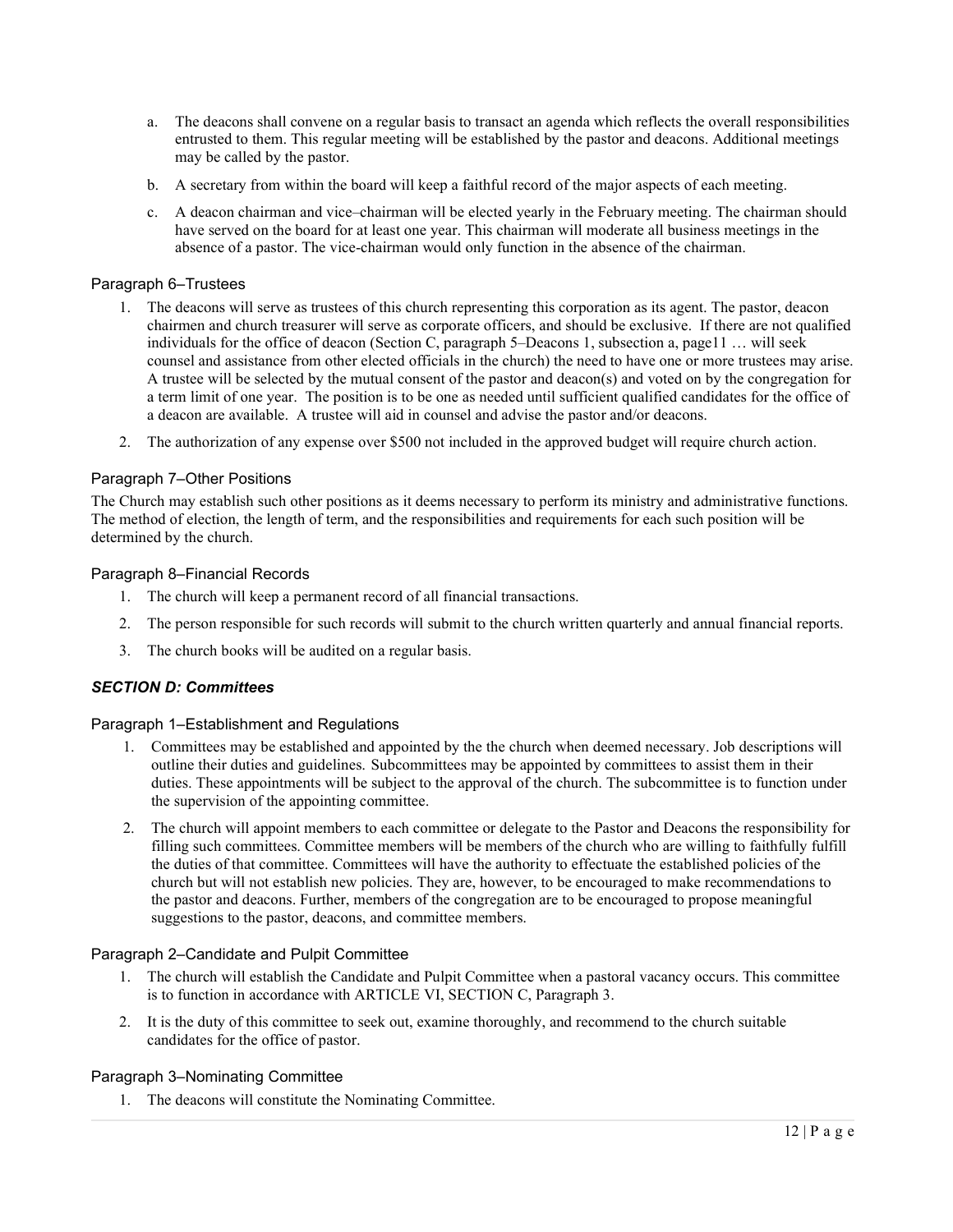a. The deacons shall convene on a regular basis to transact an agenda which reflects the overall responsibilities entrusted to them. This regular meeting will be established by the pastor and deacons. Additional meetings may be called by the pastor.

b. A secretary from within the board will keep a faithful record of the major aspects of each meeting.

c. A deacon chairman and vice–chairman will be elected yearly in the February meeting. The chairman should have served on the board for at least one year. This chairman will moderate all business meetings in the absence of a pastor. The vice-chairman would only function in the absence of the chairman.

### Paragraph 6–Trustees

1. The deacons will serve as trustees of this church representing this corporation as its agent. The pastor, deacon chairmen and church treasurer will serve as corporate officers, and should be exclusive. If there are not qualified individuals for the office of deacon (Section C, paragraph 5–Deacons 1, subsection a, page11 … will seek counsel and assistance from other elected officials in the church) the need to have one or more trustees may arise. A trustee will be selected by the mutual consent of the pastor and deacon(s) and voted on by the congregation for a term limit of one year. The position is to be one as needed until sufficient qualified candidates for the office of a deacon are available. A trustee will aid in counsel and advise the pastor and/or deacons.
2. The authorization of any expense over $500 not included in the approved budget will require church action.

### Paragraph 7–Other Positions

The Church may establish such other positions as it deems necessary to perform its ministry and administrative functions. The method of election, the length of term, and the responsibilities and requirements for each such position will be determined by the church.

### Paragraph 8–Financial Records

1. The church will keep a permanent record of all financial transactions.
2. The person responsible for such records will submit to the church written quarterly and annual financial reports.
3. The church books will be audited on a regular basis.

## *SECTION D: Committees*

### Paragraph 1–Establishment and Regulations

1. Committees may be established and appointed by the the church when deemed necessary. Job descriptions will outline their duties and guidelines. Subcommittees may be appointed by committees to assist them in their duties. These appointments will be subject to the approval of the church. The subcommittee is to function under the supervision of the appointing committee.
2. The church will appoint members to each committee or delegate to the Pastor and Deacons the responsibility for filling such committees. Committee members will be members of the church who are willing to faithfully fulfill the duties of that committee. Committees will have the authority to effectuate the established policies of the church but will not establish new policies. They are, however, to be encouraged to make recommendations to the pastor and deacons. Further, members of the congregation are to be encouraged to propose meaningful suggestions to the pastor, deacons, and committee members.

### Paragraph 2–Candidate and Pulpit Committee

1. The church will establish the Candidate and Pulpit Committee when a pastoral vacancy occurs. This committee is to function in accordance with ARTICLE VI, SECTION C, Paragraph 3.
2. It is the duty of this committee to seek out, examine thoroughly, and recommend to the church suitable candidates for the office of pastor.

### Paragraph 3–Nominating Committee

1. The deacons will constitute the Nominating Committee.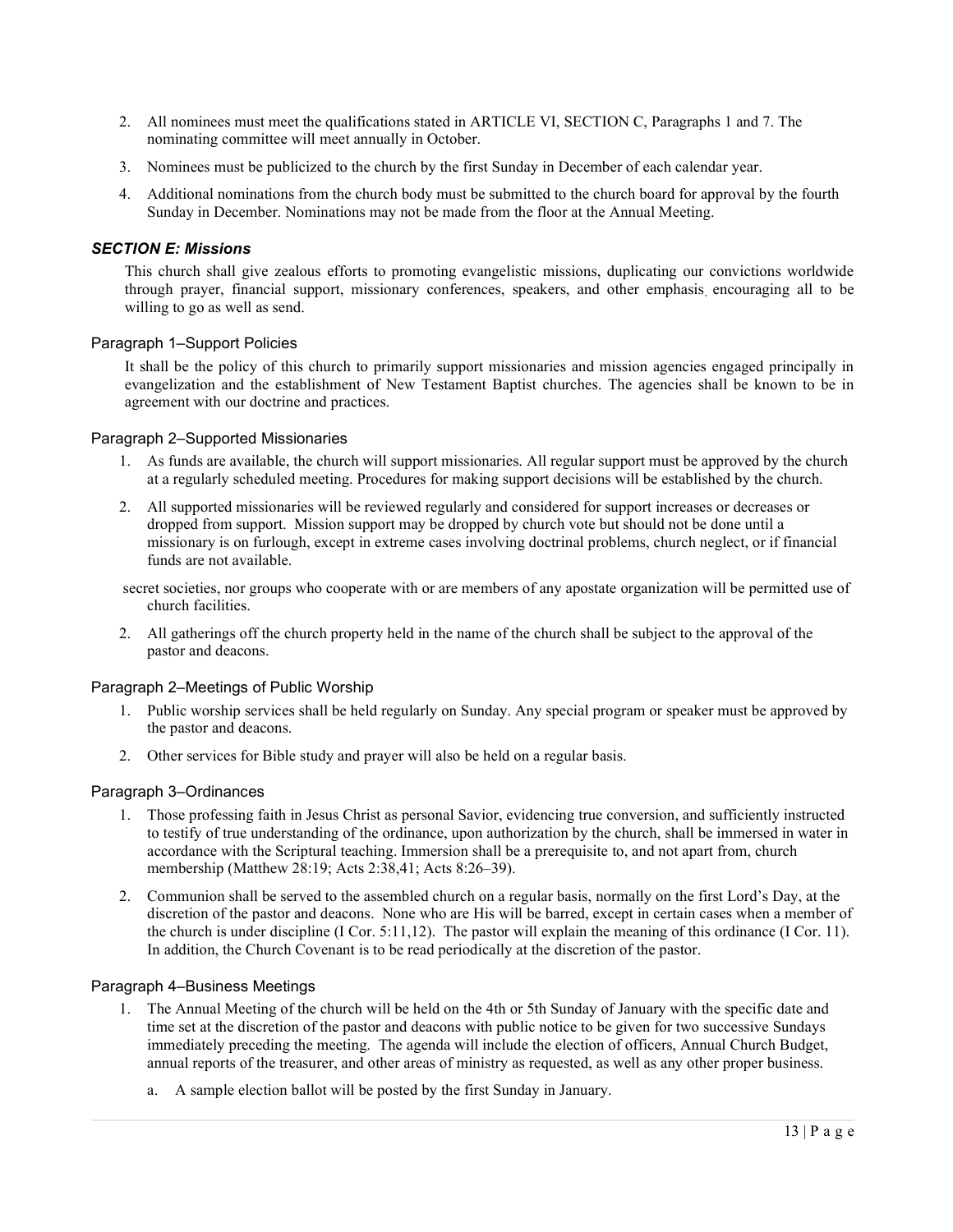2. All nominees must meet the qualifications stated in ARTICLE VI, SECTION C, Paragraphs 1 and 7. The nominating committee will meet annually in October.

3. Nominees must be publicized to the church by the first Sunday in December of each calendar year.

4. Additional nominations from the church body must be submitted to the church board for approval by the fourth Sunday in December. Nominations may not be made from the floor at the Annual Meeting.

### *SECTION E: Missions*

This church shall give zealous efforts to promoting evangelistic missions, duplicating our convictions worldwide through prayer, financial support, missionary conferences, speakers, and other emphasis, encouraging all to be willing to go as well as send.

#### Paragraph 1–Support Policies

It shall be the policy of this church to primarily support missionaries and mission agencies engaged principally in evangelization and the establishment of New Testament Baptist churches. The agencies shall be known to be in agreement with our doctrine and practices.

#### Paragraph 2–Supported Missionaries

1. As funds are available, the church will support missionaries. All regular support must be approved by the church at a regularly scheduled meeting. Procedures for making support decisions will be established by the church.

2. All supported missionaries will be reviewed regularly and considered for support increases or decreases or dropped from support. Mission support may be dropped by church vote but should not be done until a missionary is on furlough, except in extreme cases involving doctrinal problems, church neglect, or if financial funds are not available.

secret societies, nor groups who cooperate with or are members of any apostate organization will be permitted use of church facilities.

2. All gatherings off the church property held in the name of the church shall be subject to the approval of the pastor and deacons.

#### Paragraph 2–Meetings of Public Worship

1. Public worship services shall be held regularly on Sunday. Any special program or speaker must be approved by the pastor and deacons.

2. Other services for Bible study and prayer will also be held on a regular basis.

#### Paragraph 3–Ordinances

1. Those professing faith in Jesus Christ as personal Savior, evidencing true conversion, and sufficiently instructed to testify of true understanding of the ordinance, upon authorization by the church, shall be immersed in water in accordance with the Scriptural teaching. Immersion shall be a prerequisite to, and not apart from, church membership (Matthew 28:19; Acts 2:38,41; Acts 8:26–39).

2. Communion shall be served to the assembled church on a regular basis, normally on the first Lord's Day, at the discretion of the pastor and deacons. None who are His will be barred, except in certain cases when a member of the church is under discipline (I Cor. 5:11,12). The pastor will explain the meaning of this ordinance (I Cor. 11). In addition, the Church Covenant is to be read periodically at the discretion of the pastor.

#### Paragraph 4–Business Meetings

1. The Annual Meeting of the church will be held on the 4th or 5th Sunday of January with the specific date and time set at the discretion of the pastor and deacons with public notice to be given for two successive Sundays immediately preceding the meeting. The agenda will include the election of officers, Annual Church Budget, annual reports of the treasurer, and other areas of ministry as requested, as well as any other proper business.

   a. A sample election ballot will be posted by the first Sunday in January.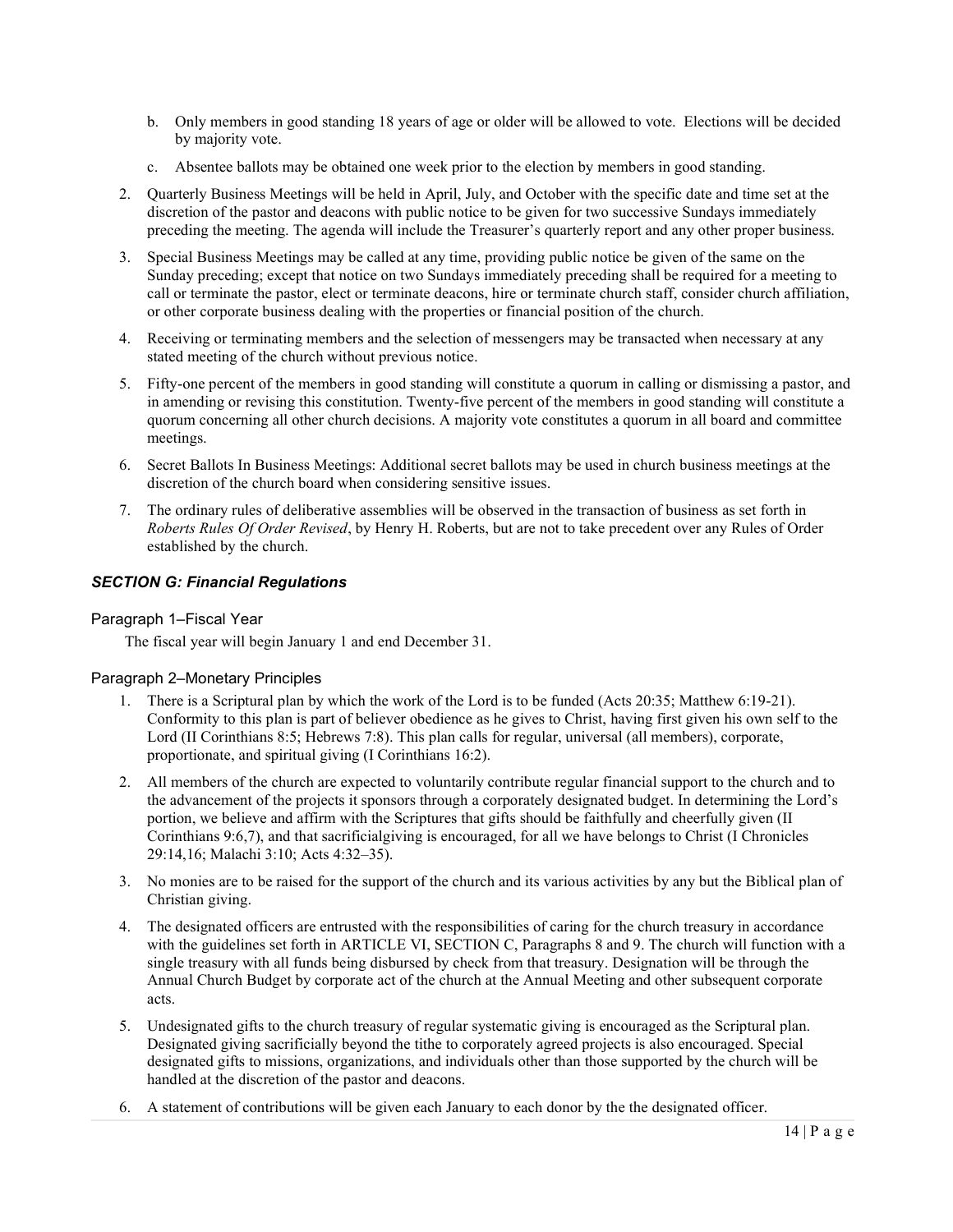b. Only members in good standing 18 years of age or older will be allowed to vote. Elections will be decided by majority vote.

c. Absentee ballots may be obtained one week prior to the election by members in good standing.

2. Quarterly Business Meetings will be held in April, July, and October with the specific date and time set at the discretion of the pastor and deacons with public notice to be given for two successive Sundays immediately preceding the meeting. The agenda will include the Treasurer's quarterly report and any other proper business.

3. Special Business Meetings may be called at any time, providing public notice be given of the same on the Sunday preceding; except that notice on two Sundays immediately preceding shall be required for a meeting to call or terminate the pastor, elect or terminate deacons, hire or terminate church staff, consider church affiliation, or other corporate business dealing with the properties or financial position of the church.

4. Receiving or terminating members and the selection of messengers may be transacted when necessary at any stated meeting of the church without previous notice.

5. Fifty-one percent of the members in good standing will constitute a quorum in calling or dismissing a pastor, and in amending or revising this constitution. Twenty-five percent of the members in good standing will constitute a quorum concerning all other church decisions. A majority vote constitutes a quorum in all board and committee meetings.

6. Secret Ballots In Business Meetings: Additional secret ballots may be used in church business meetings at the discretion of the church board when considering sensitive issues.

7. The ordinary rules of deliberative assemblies will be observed in the transaction of business as set forth in *Roberts Rules Of Order Revised*, by Henry H. Roberts, but are not to take precedent over any Rules of Order established by the church.

### ***SECTION G: Financial Regulations***

#### Paragraph 1–Fiscal Year

The fiscal year will begin January 1 and end December 31.

#### Paragraph 2–Monetary Principles

1. There is a Scriptural plan by which the work of the Lord is to be funded (Acts 20:35; Matthew 6:19-21). Conformity to this plan is part of believer obedience as he gives to Christ, having first given his own self to the Lord (II Corinthians 8:5; Hebrews 7:8). This plan calls for regular, universal (all members), corporate, proportionate, and spiritual giving (I Corinthians 16:2).

2. All members of the church are expected to voluntarily contribute regular financial support to the church and to the advancement of the projects it sponsors through a corporately designated budget. In determining the Lord's portion, we believe and affirm with the Scriptures that gifts should be faithfully and cheerfully given (II Corinthians 9:6,7), and that sacrificialgiving is encouraged, for all we have belongs to Christ (I Chronicles 29:14,16; Malachi 3:10; Acts 4:32–35).

3. No monies are to be raised for the support of the church and its various activities by any but the Biblical plan of Christian giving.

4. The designated officers are entrusted with the responsibilities of caring for the church treasury in accordance with the guidelines set forth in ARTICLE VI, SECTION C, Paragraphs 8 and 9. The church will function with a single treasury with all funds being disbursed by check from that treasury. Designation will be through the Annual Church Budget by corporate act of the church at the Annual Meeting and other subsequent corporate acts.

5. Undesignated gifts to the church treasury of regular systematic giving is encouraged as the Scriptural plan. Designated giving sacrificially beyond the tithe to corporately agreed projects is also encouraged. Special designated gifts to missions, organizations, and individuals other than those supported by the church will be handled at the discretion of the pastor and deacons.

6. A statement of contributions will be given each January to each donor by the the designated officer.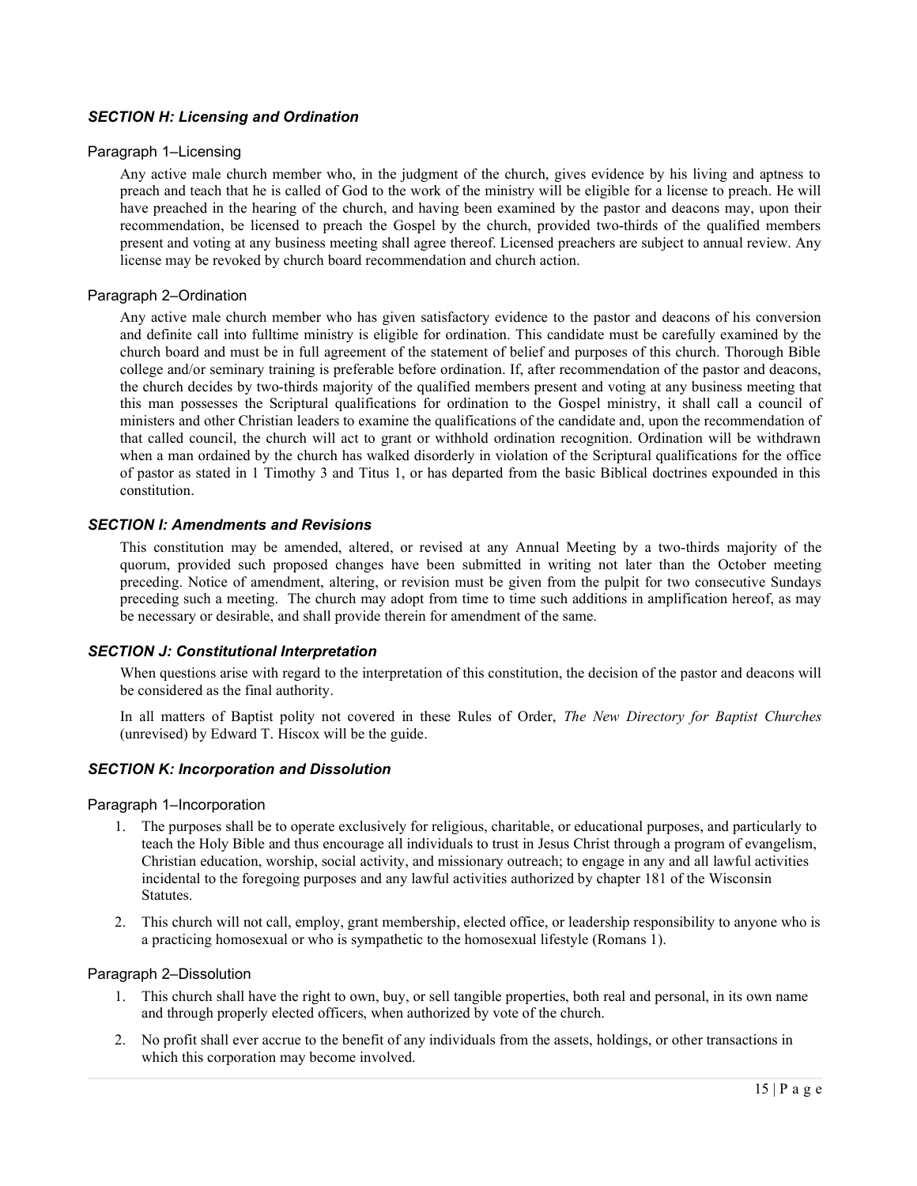### *SECTION H: Licensing and Ordination*

#### Paragraph 1–Licensing

Any active male church member who, in the judgment of the church, gives evidence by his living and aptness to preach and teach that he is called of God to the work of the ministry will be eligible for a license to preach. He will have preached in the hearing of the church, and having been examined by the pastor and deacons may, upon their recommendation, be licensed to preach the Gospel by the church, provided two-thirds of the qualified members present and voting at any business meeting shall agree thereof. Licensed preachers are subject to annual review. Any license may be revoked by church board recommendation and church action.

#### Paragraph 2–Ordination

Any active male church member who has given satisfactory evidence to the pastor and deacons of his conversion and definite call into fulltime ministry is eligible for ordination. This candidate must be carefully examined by the church board and must be in full agreement of the statement of belief and purposes of this church. Thorough Bible college and/or seminary training is preferable before ordination. If, after recommendation of the pastor and deacons, the church decides by two-thirds majority of the qualified members present and voting at any business meeting that this man possesses the Scriptural qualifications for ordination to the Gospel ministry, it shall call a council of ministers and other Christian leaders to examine the qualifications of the candidate and, upon the recommendation of that called council, the church will act to grant or withhold ordination recognition. Ordination will be withdrawn when a man ordained by the church has walked disorderly in violation of the Scriptural qualifications for the office of pastor as stated in 1 Timothy 3 and Titus 1, or has departed from the basic Biblical doctrines expounded in this constitution.

### *SECTION I: Amendments and Revisions*

This constitution may be amended, altered, or revised at any Annual Meeting by a two-thirds majority of the quorum, provided such proposed changes have been submitted in writing not later than the October meeting preceding. Notice of amendment, altering, or revision must be given from the pulpit for two consecutive Sundays preceding such a meeting. The church may adopt from time to time such additions in amplification hereof, as may be necessary or desirable, and shall provide therein for amendment of the same.

### *SECTION J: Constitutional Interpretation*

When questions arise with regard to the interpretation of this constitution, the decision of the pastor and deacons will be considered as the final authority.

In all matters of Baptist polity not covered in these Rules of Order, *The New Directory for Baptist Churches* (unrevised) by Edward T. Hiscox will be the guide.

### *SECTION K: Incorporation and Dissolution*

#### Paragraph 1–Incorporation

1. The purposes shall be to operate exclusively for religious, charitable, or educational purposes, and particularly to teach the Holy Bible and thus encourage all individuals to trust in Jesus Christ through a program of evangelism, Christian education, worship, social activity, and missionary outreach; to engage in any and all lawful activities incidental to the foregoing purposes and any lawful activities authorized by chapter 181 of the Wisconsin Statutes.
2. This church will not call, employ, grant membership, elected office, or leadership responsibility to anyone who is a practicing homosexual or who is sympathetic to the homosexual lifestyle (Romans 1).

#### Paragraph 2–Dissolution

1. This church shall have the right to own, buy, or sell tangible properties, both real and personal, in its own name and through properly elected officers, when authorized by vote of the church.
2. No profit shall ever accrue to the benefit of any individuals from the assets, holdings, or other transactions in which this corporation may become involved.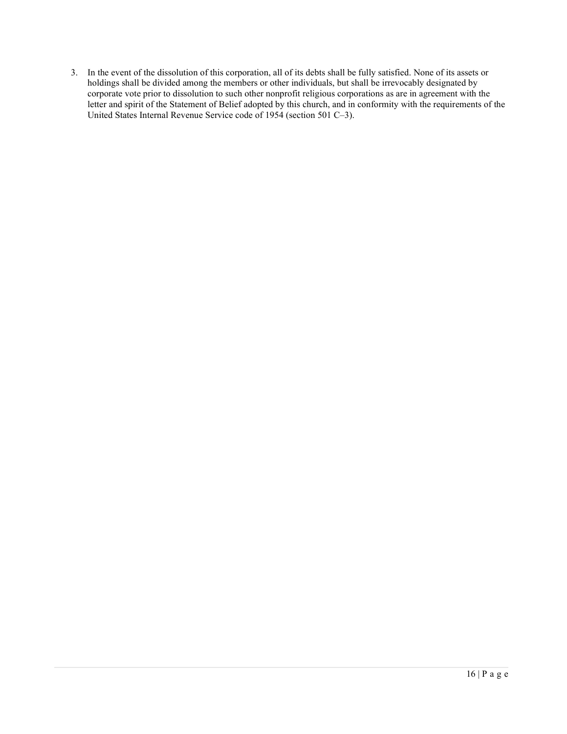3. In the event of the dissolution of this corporation, all of its debts shall be fully satisfied. None of its assets or holdings shall be divided among the members or other individuals, but shall be irrevocably designated by corporate vote prior to dissolution to such other nonprofit religious corporations as are in agreement with the letter and spirit of the Statement of Belief adopted by this church, and in conformity with the requirements of the United States Internal Revenue Service code of 1954 (section 501 C–3).